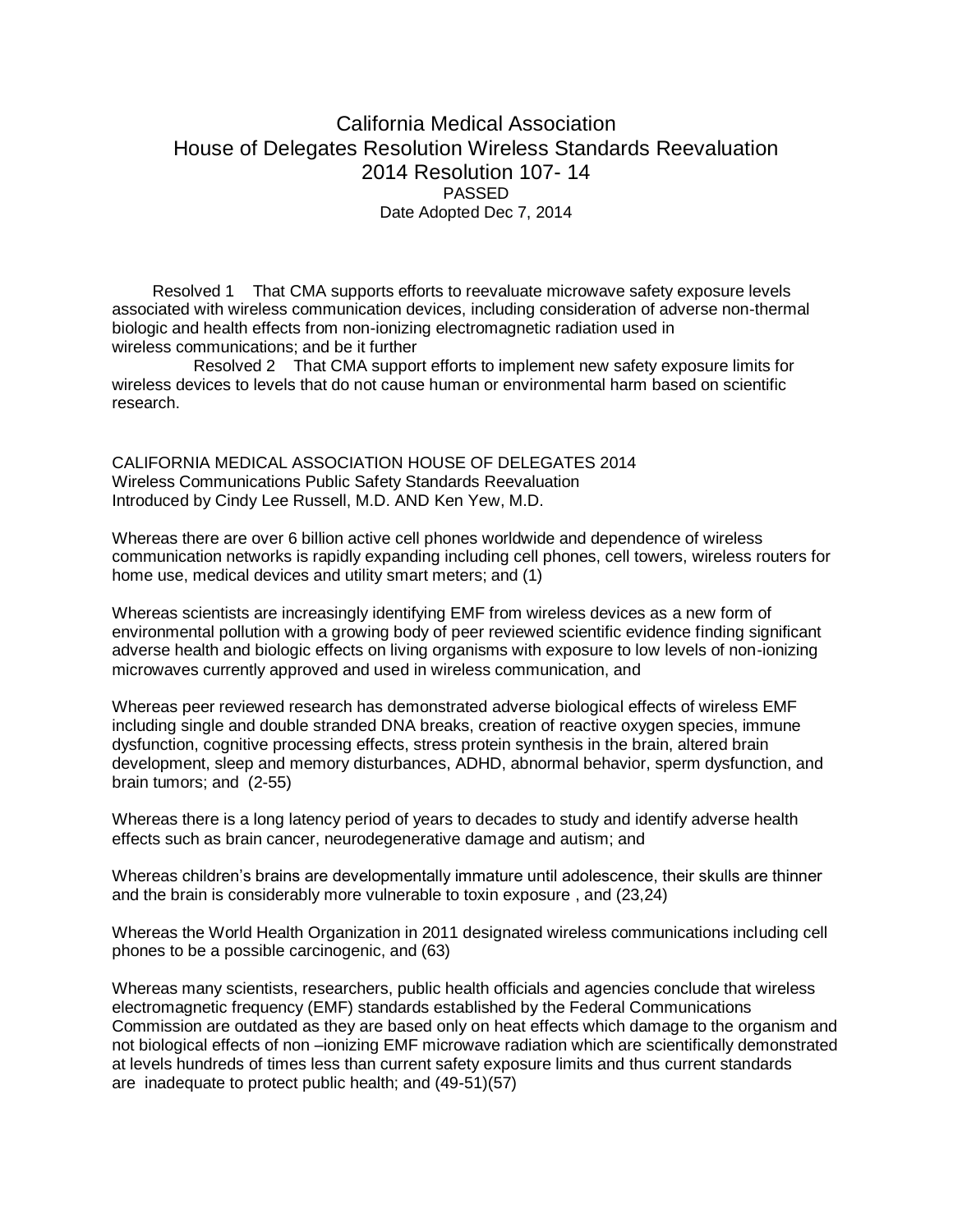# California Medical Association
## House of Delegates Resolution Wireless Standards Reevaluation
## 2014 Resolution 107- 14

PASSED

Date Adopted Dec 7, 2014

Resolved 1 That CMA supports efforts to reevaluate microwave safety exposure levels associated with wireless communication devices, including consideration of adverse non-thermal biologic and health effects from non-ionizing electromagnetic radiation used in wireless communications; and be it further

Resolved 2 That CMA support efforts to implement new safety exposure limits for wireless devices to levels that do not cause human or environmental harm based on scientific research.

CALIFORNIA MEDICAL ASSOCIATION HOUSE OF DELEGATES 2014
Wireless Communications Public Safety Standards Reevaluation
Introduced by Cindy Lee Russell, M.D. AND Ken Yew, M.D.

Whereas there are over 6 billion active cell phones worldwide and dependence of wireless communication networks is rapidly expanding including cell phones, cell towers, wireless routers for home use, medical devices and utility smart meters; and (1)

Whereas scientists are increasingly identifying EMF from wireless devices as a new form of environmental pollution with a growing body of peer reviewed scientific evidence finding significant adverse health and biologic effects on living organisms with exposure to low levels of non-ionizing microwaves currently approved and used in wireless communication, and

Whereas peer reviewed research has demonstrated adverse biological effects of wireless EMF including single and double stranded DNA breaks, creation of reactive oxygen species, immune dysfunction, cognitive processing effects, stress protein synthesis in the brain, altered brain development, sleep and memory disturbances, ADHD, abnormal behavior, sperm dysfunction, and brain tumors; and (2-55)

Whereas there is a long latency period of years to decades to study and identify adverse health effects such as brain cancer, neurodegenerative damage and autism; and

Whereas children's brains are developmentally immature until adolescence, their skulls are thinner and the brain is considerably more vulnerable to toxin exposure , and (23,24)

Whereas the World Health Organization in 2011 designated wireless communications including cell phones to be a possible carcinogenic, and (63)

Whereas many scientists, researchers, public health officials and agencies conclude that wireless electromagnetic frequency (EMF) standards established by the Federal Communications Commission are outdated as they are based only on heat effects which damage to the organism and not biological effects of non –ionizing EMF microwave radiation which are scientifically demonstrated at levels hundreds of times less than current safety exposure limits and thus current standards are inadequate to protect public health; and (49-51)(57)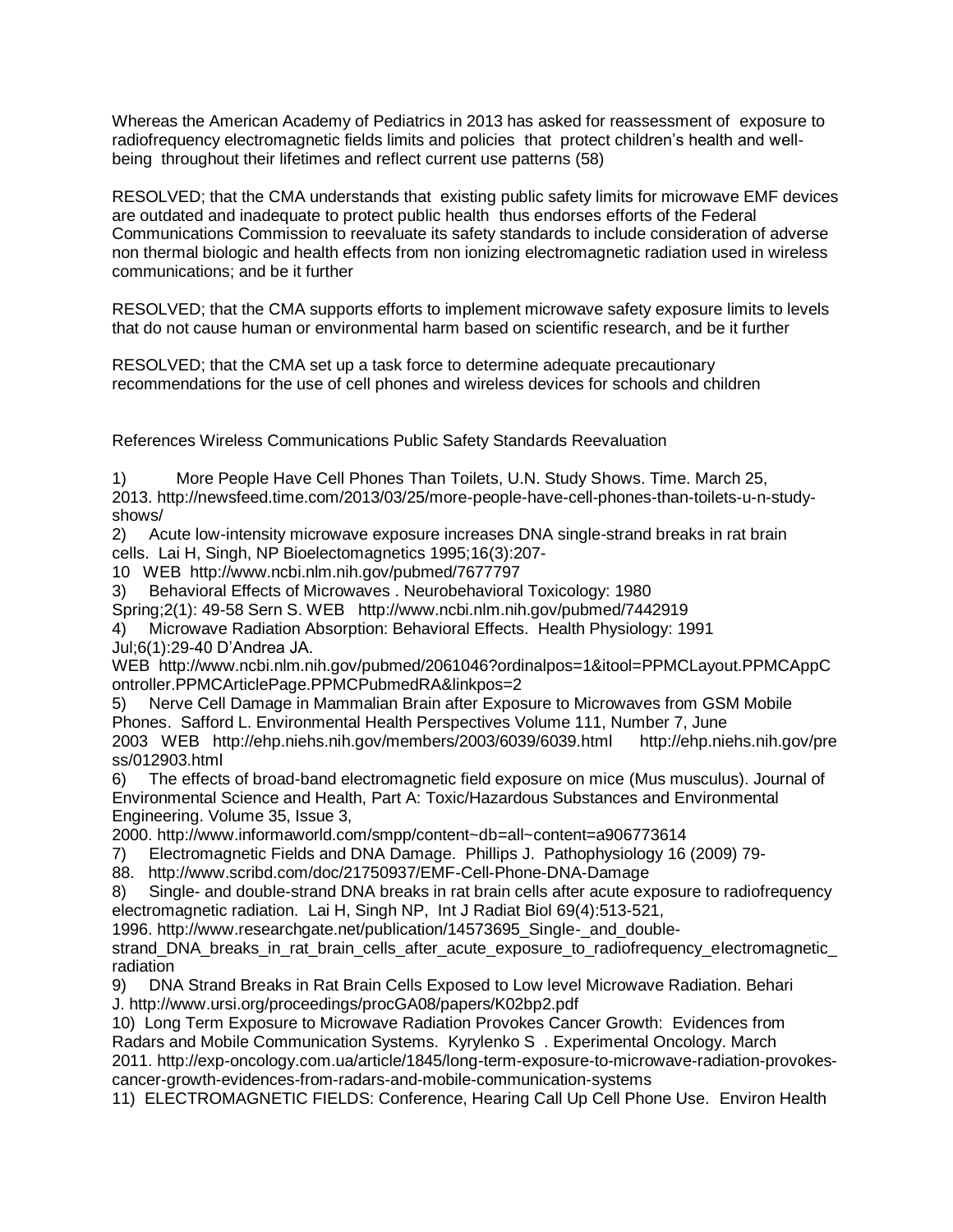Whereas the American Academy of Pediatrics in 2013 has asked for reassessment of exposure to radiofrequency electromagnetic fields limits and policies that protect children's health and well-being throughout their lifetimes and reflect current use patterns (58)

RESOLVED; that the CMA understands that existing public safety limits for microwave EMF devices are outdated and inadequate to protect public health thus endorses efforts of the Federal Communications Commission to reevaluate its safety standards to include consideration of adverse non thermal biologic and health effects from non ionizing electromagnetic radiation used in wireless communications; and be it further

RESOLVED; that the CMA supports efforts to implement microwave safety exposure limits to levels that do not cause human or environmental harm based on scientific research, and be it further

RESOLVED; that the CMA set up a task force to determine adequate precautionary recommendations for the use of cell phones and wireless devices for schools and children

References Wireless Communications Public Safety Standards Reevaluation

1) More People Have Cell Phones Than Toilets, U.N. Study Shows. Time. March 25, 2013. http://newsfeed.time.com/2013/03/25/more-people-have-cell-phones-than-toilets-u-n-study-shows/
2) Acute low-intensity microwave exposure increases DNA single-strand breaks in rat brain cells. Lai H, Singh, NP Bioelectomagnetics 1995;16(3):207-10 WEB http://www.ncbi.nlm.nih.gov/pubmed/7677797
3) Behavioral Effects of Microwaves . Neurobehavioral Toxicology: 1980 Spring;2(1): 49-58 Sern S. WEB http://www.ncbi.nlm.nih.gov/pubmed/7442919
4) Microwave Radiation Absorption: Behavioral Effects. Health Physiology: 1991 Jul;6(1):29-40 D'Andrea JA. WEB http://www.ncbi.nlm.nih.gov/pubmed/2061046?ordinalpos=1&itool=PPMCLayout.PPMCAppController.PPMCArticlePage.PPMCPubmedRA&linkpos=2
5) Nerve Cell Damage in Mammalian Brain after Exposure to Microwaves from GSM Mobile Phones. Safford L. Environmental Health Perspectives Volume 111, Number 7, June 2003 WEB http://ehp.niehs.nih.gov/members/2003/6039/6039.html http://ehp.niehs.nih.gov/press/012903.html
6) The effects of broad-band electromagnetic field exposure on mice (Mus musculus). Journal of Environmental Science and Health, Part A: Toxic/Hazardous Substances and Environmental Engineering. Volume 35, Issue 3, 2000. http://www.informaworld.com/smpp/content~db=all~content=a906773614
7) Electromagnetic Fields and DNA Damage. Phillips J. Pathophysiology 16 (2009) 79-88. http://www.scribd.com/doc/21750937/EMF-Cell-Phone-DNA-Damage
8) Single- and double-strand DNA breaks in rat brain cells after acute exposure to radiofrequency electromagnetic radiation. Lai H, Singh NP, Int J Radiat Biol 69(4):513-521, 1996. http://www.researchgate.net/publication/14573695_Single-_and_double-strand_DNA_breaks_in_rat_brain_cells_after_acute_exposure_to_radiofrequency_electromagnetic_radiation
9) DNA Strand Breaks in Rat Brain Cells Exposed to Low level Microwave Radiation. Behari J. http://www.ursi.org/proceedings/procGA08/papers/K02bp2.pdf
10) Long Term Exposure to Microwave Radiation Provokes Cancer Growth: Evidences from Radars and Mobile Communication Systems. Kyrylenko S . Experimental Oncology. March 2011. http://exp-oncology.com.ua/article/1845/long-term-exposure-to-microwave-radiation-provokes-cancer-growth-evidences-from-radars-and-mobile-communication-systems
11) ELECTROMAGNETIC FIELDS: Conference, Hearing Call Up Cell Phone Use. Environ Health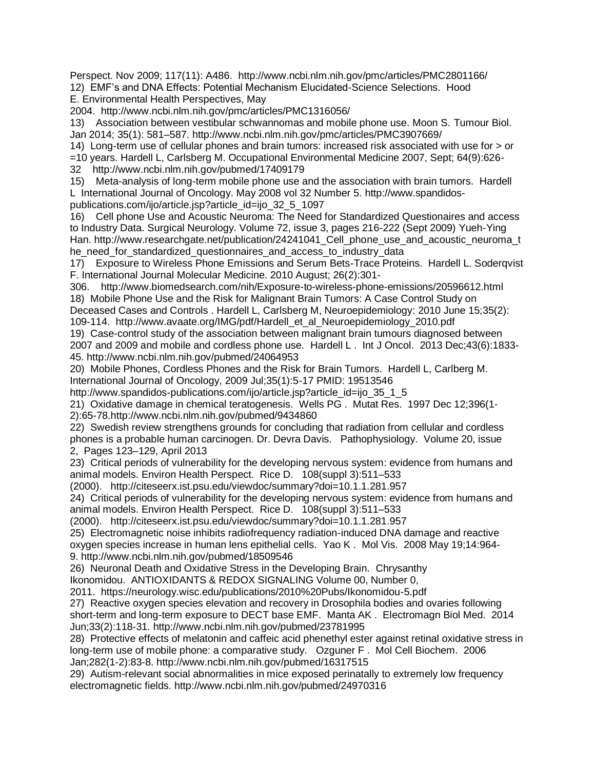Perspect. Nov 2009; 117(11): A486. http://www.ncbi.nlm.nih.gov/pmc/articles/PMC2801166/

12) EMF's and DNA Effects: Potential Mechanism Elucidated-Science Selections. Hood E. Environmental Health Perspectives, May 2004. http://www.ncbi.nlm.nih.gov/pmc/articles/PMC1316056/

13) Association between vestibular schwannomas and mobile phone use. Moon S. Tumour Biol. Jan 2014; 35(1): 581–587. http://www.ncbi.nlm.nih.gov/pmc/articles/PMC3907669/

14) Long-term use of cellular phones and brain tumors: increased risk associated with use for > or =10 years. Hardell L, Carlsberg M. Occupational Environmental Medicine 2007, Sept; 64(9):626-32 http://www.ncbi.nlm.nih.gov/pubmed/17409179

15) Meta-analysis of long-term mobile phone use and the association with brain tumors. Hardell L International Journal of Oncology. May 2008 vol 32 Number 5. http://www.spandidos-publications.com/ijo/article.jsp?article_id=ijo_32_5_1097

16) Cell phone Use and Acoustic Neuroma: The Need for Standardized Questionaires and access to Industry Data. Surgical Neurology. Volume 72, issue 3, pages 216-222 (Sept 2009) Yueh-Ying Han. http://www.researchgate.net/publication/24241041_Cell_phone_use_and_acoustic_neuroma_the_need_for_standardized_questionnaires_and_access_to_industry_data

17) Exposure to Wireless Phone Emissions and Serum Bets-Trace Proteins. Hardell L. Soderqvist F. International Journal Molecular Medicine. 2010 August; 26(2):301-306. http://www.biomedsearch.com/nih/Exposure-to-wireless-phone-emissions/20596612.html

18) Mobile Phone Use and the Risk for Malignant Brain Tumors: A Case Control Study on Deceased Cases and Controls . Hardell L, Carlsberg M, Neuroepidemiology: 2010 June 15;35(2): 109-114. http://www.avaate.org/IMG/pdf/Hardell_et_al_Neuroepidemiology_2010.pdf

19) Case-control study of the association between malignant brain tumours diagnosed between 2007 and 2009 and mobile and cordless phone use. Hardell L . Int J Oncol. 2013 Dec;43(6):1833-45. http://www.ncbi.nlm.nih.gov/pubmed/24064953

20) Mobile Phones, Cordless Phones and the Risk for Brain Tumors. Hardell L, Carlberg M. International Journal of Oncology, 2009 Jul;35(1):5-17 PMID: 19513546 http://www.spandidos-publications.com/ijo/article.jsp?article_id=ijo_35_1_5

21) Oxidative damage in chemical teratogenesis. Wells PG . Mutat Res. 1997 Dec 12;396(1-2):65-78.http://www.ncbi.nlm.nih.gov/pubmed/9434860

22) Swedish review strengthens grounds for concluding that radiation from cellular and cordless phones is a probable human carcinogen. Dr. Devra Davis. Pathophysiology. Volume 20, issue 2, Pages 123–129, April 2013

23) Critical periods of vulnerability for the developing nervous system: evidence from humans and animal models. Environ Health Perspect. Rice D. 108(suppl 3):511–533 (2000). http://citeseerx.ist.psu.edu/viewdoc/summary?doi=10.1.1.281.957

24) Critical periods of vulnerability for the developing nervous system: evidence from humans and animal models. Environ Health Perspect. Rice D. 108(suppl 3):511–533 (2000). http://citeseerx.ist.psu.edu/viewdoc/summary?doi=10.1.1.281.957

25) Electromagnetic noise inhibits radiofrequency radiation-induced DNA damage and reactive oxygen species increase in human lens epithelial cells. Yao K . Mol Vis. 2008 May 19;14:964-9. http://www.ncbi.nlm.nih.gov/pubmed/18509546

26) Neuronal Death and Oxidative Stress in the Developing Brain. Chrysanthy Ikonomidou. ANTIOXIDANTS & REDOX SIGNALING Volume 00, Number 0, 2011. https://neurology.wisc.edu/publications/2010%20Pubs/Ikonomidou-5.pdf

27) Reactive oxygen species elevation and recovery in Drosophila bodies and ovaries following short-term and long-term exposure to DECT base EMF. Manta AK . Electromagn Biol Med. 2014 Jun;33(2):118-31. http://www.ncbi.nlm.nih.gov/pubmed/23781995

28) Protective effects of melatonin and caffeic acid phenethyl ester against retinal oxidative stress in long-term use of mobile phone: a comparative study. Ozguner F . Mol Cell Biochem. 2006 Jan;282(1-2):83-8. http://www.ncbi.nlm.nih.gov/pubmed/16317515

29) Autism-relevant social abnormalities in mice exposed perinatally to extremely low frequency electromagnetic fields. http://www.ncbi.nlm.nih.gov/pubmed/24970316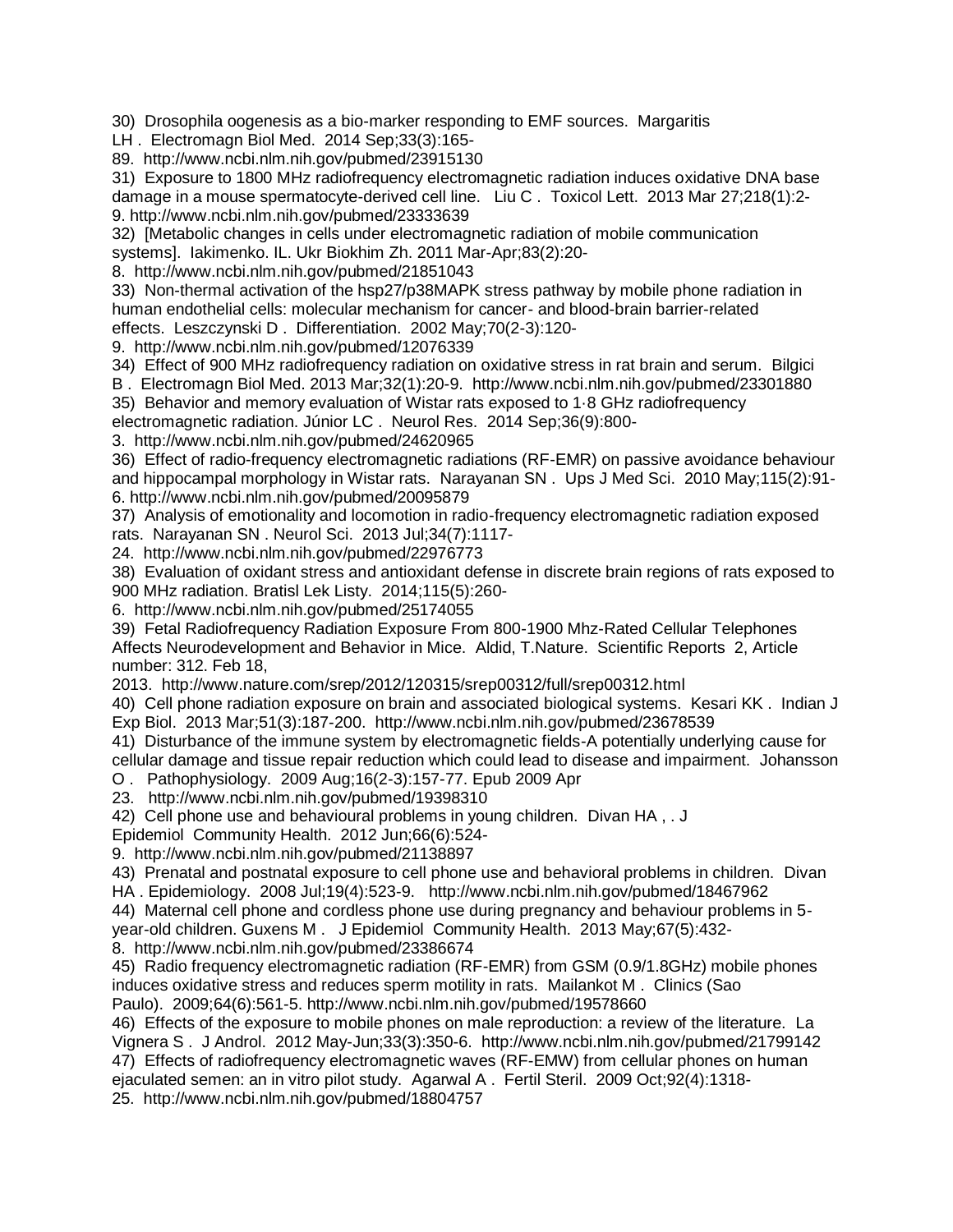30) Drosophila oogenesis as a bio-marker responding to EMF sources. Margaritis LH . Electromagn Biol Med. 2014 Sep;33(3):165-89. http://www.ncbi.nlm.nih.gov/pubmed/23915130

31) Exposure to 1800 MHz radiofrequency electromagnetic radiation induces oxidative DNA base damage in a mouse spermatocyte-derived cell line. Liu C . Toxicol Lett. 2013 Mar 27;218(1):2-9. http://www.ncbi.nlm.nih.gov/pubmed/23333639

32) [Metabolic changes in cells under electromagnetic radiation of mobile communication systems]. Iakimenko. IL. Ukr Biokhim Zh. 2011 Mar-Apr;83(2):20-8. http://www.ncbi.nlm.nih.gov/pubmed/21851043

33) Non-thermal activation of the hsp27/p38MAPK stress pathway by mobile phone radiation in human endothelial cells: molecular mechanism for cancer- and blood-brain barrier-related effects. Leszczynski D . Differentiation. 2002 May;70(2-3):120-9. http://www.ncbi.nlm.nih.gov/pubmed/12076339

34) Effect of 900 MHz radiofrequency radiation on oxidative stress in rat brain and serum. Bilgici B . Electromagn Biol Med. 2013 Mar;32(1):20-9. http://www.ncbi.nlm.nih.gov/pubmed/23301880

35) Behavior and memory evaluation of Wistar rats exposed to 1·8 GHz radiofrequency electromagnetic radiation. Júnior LC . Neurol Res. 2014 Sep;36(9):800-3. http://www.ncbi.nlm.nih.gov/pubmed/24620965

36) Effect of radio-frequency electromagnetic radiations (RF-EMR) on passive avoidance behaviour and hippocampal morphology in Wistar rats. Narayanan SN . Ups J Med Sci. 2010 May;115(2):91-6. http://www.ncbi.nlm.nih.gov/pubmed/20095879

37) Analysis of emotionality and locomotion in radio-frequency electromagnetic radiation exposed rats. Narayanan SN . Neurol Sci. 2013 Jul;34(7):1117-24. http://www.ncbi.nlm.nih.gov/pubmed/22976773

38) Evaluation of oxidant stress and antioxidant defense in discrete brain regions of rats exposed to 900 MHz radiation. Bratisl Lek Listy. 2014;115(5):260-6. http://www.ncbi.nlm.nih.gov/pubmed/25174055

39) Fetal Radiofrequency Radiation Exposure From 800-1900 Mhz-Rated Cellular Telephones Affects Neurodevelopment and Behavior in Mice. Aldid, T.Nature. Scientific Reports 2, Article number: 312. Feb 18, 2013. http://www.nature.com/srep/2012/120315/srep00312/full/srep00312.html

40) Cell phone radiation exposure on brain and associated biological systems. Kesari KK . Indian J Exp Biol. 2013 Mar;51(3):187-200. http://www.ncbi.nlm.nih.gov/pubmed/23678539

41) Disturbance of the immune system by electromagnetic fields-A potentially underlying cause for cellular damage and tissue repair reduction which could lead to disease and impairment. Johansson O . Pathophysiology. 2009 Aug;16(2-3):157-77. Epub 2009 Apr 23. http://www.ncbi.nlm.nih.gov/pubmed/19398310

42) Cell phone use and behavioural problems in young children. Divan HA , . J Epidemiol Community Health. 2012 Jun;66(6):524-9. http://www.ncbi.nlm.nih.gov/pubmed/21138897

43) Prenatal and postnatal exposure to cell phone use and behavioral problems in children. Divan HA . Epidemiology. 2008 Jul;19(4):523-9. http://www.ncbi.nlm.nih.gov/pubmed/18467962

44) Maternal cell phone and cordless phone use during pregnancy and behaviour problems in 5-year-old children. Guxens M . J Epidemiol Community Health. 2013 May;67(5):432-8. http://www.ncbi.nlm.nih.gov/pubmed/23386674

45) Radio frequency electromagnetic radiation (RF-EMR) from GSM (0.9/1.8GHz) mobile phones induces oxidative stress and reduces sperm motility in rats. Mailankot M . Clinics (Sao Paulo). 2009;64(6):561-5. http://www.ncbi.nlm.nih.gov/pubmed/19578660

46) Effects of the exposure to mobile phones on male reproduction: a review of the literature. La Vignera S . J Androl. 2012 May-Jun;33(3):350-6. http://www.ncbi.nlm.nih.gov/pubmed/21799142

47) Effects of radiofrequency electromagnetic waves (RF-EMW) from cellular phones on human ejaculated semen: an in vitro pilot study. Agarwal A . Fertil Steril. 2009 Oct;92(4):1318-25. http://www.ncbi.nlm.nih.gov/pubmed/18804757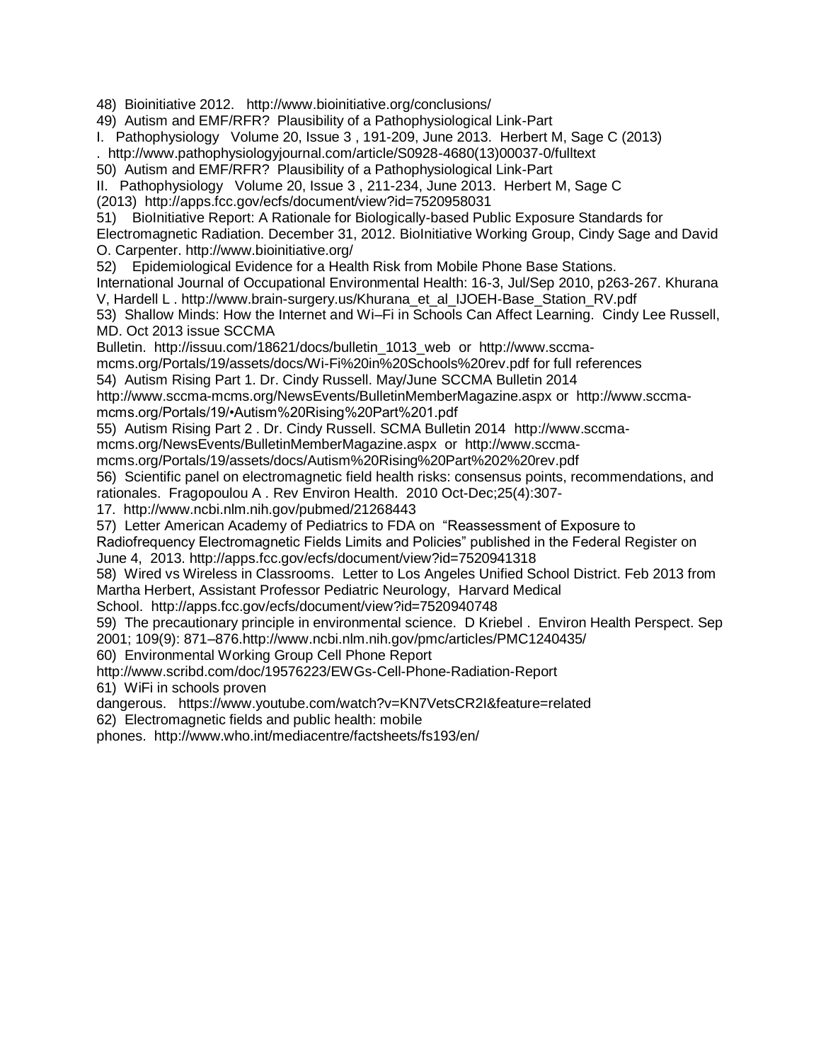48) Bioinitiative 2012. http://www.bioinitiative.org/conclusions/

49) Autism and EMF/RFR? Plausibility of a Pathophysiological Link-Part I. Pathophysiology Volume 20, Issue 3 , 191-209, June 2013. Herbert M, Sage C (2013) . http://www.pathophysiologyjournal.com/article/S0928-4680(13)00037-0/fulltext

50) Autism and EMF/RFR? Plausibility of a Pathophysiological Link-Part II. Pathophysiology Volume 20, Issue 3 , 211-234, June 2013. Herbert M, Sage C (2013) http://apps.fcc.gov/ecfs/document/view?id=7520958031

51) BioInitiative Report: A Rationale for Biologically-based Public Exposure Standards for Electromagnetic Radiation. December 31, 2012. BioInitiative Working Group, Cindy Sage and David O. Carpenter. http://www.bioinitiative.org/

52) Epidemiological Evidence for a Health Risk from Mobile Phone Base Stations. International Journal of Occupational Environmental Health: 16-3, Jul/Sep 2010, p263-267. Khurana V, Hardell L . http://www.brain-surgery.us/Khurana_et_al_IJOEH-Base_Station_RV.pdf

53) Shallow Minds: How the Internet and Wi–Fi in Schools Can Affect Learning. Cindy Lee Russell, MD. Oct 2013 issue SCCMA Bulletin. http://issuu.com/18621/docs/bulletin_1013_web or http://www.sccma-mcms.org/Portals/19/assets/docs/Wi-Fi%20in%20Schools%20rev.pdf for full references

54) Autism Rising Part 1. Dr. Cindy Russell. May/June SCCMA Bulletin 2014 http://www.sccma-mcms.org/NewsEvents/BulletinMemberMagazine.aspx or http://www.sccma-mcms.org/Portals/19/•Autism%20Rising%20Part%201.pdf

55) Autism Rising Part 2 . Dr. Cindy Russell. SCMA Bulletin 2014 http://www.sccma-mcms.org/NewsEvents/BulletinMemberMagazine.aspx or http://www.sccma-mcms.org/Portals/19/assets/docs/Autism%20Rising%20Part%202%20rev.pdf

56) Scientific panel on electromagnetic field health risks: consensus points, recommendations, and rationales. Fragopoulou A . Rev Environ Health. 2010 Oct-Dec;25(4):307-17. http://www.ncbi.nlm.nih.gov/pubmed/21268443

57) Letter American Academy of Pediatrics to FDA on "Reassessment of Exposure to Radiofrequency Electromagnetic Fields Limits and Policies" published in the Federal Register on June 4, 2013. http://apps.fcc.gov/ecfs/document/view?id=7520941318

58) Wired vs Wireless in Classrooms. Letter to Los Angeles Unified School District. Feb 2013 from Martha Herbert, Assistant Professor Pediatric Neurology, Harvard Medical School. http://apps.fcc.gov/ecfs/document/view?id=7520940748

59) The precautionary principle in environmental science. D Kriebel . Environ Health Perspect. Sep 2001; 109(9): 871–876.http://www.ncbi.nlm.nih.gov/pmc/articles/PMC1240435/

60) Environmental Working Group Cell Phone Report http://www.scribd.com/doc/19576223/EWGs-Cell-Phone-Radiation-Report

61) WiFi in schools proven dangerous. https://www.youtube.com/watch?v=KN7VetsCR2I&feature=related

62) Electromagnetic fields and public health: mobile phones. http://www.who.int/mediacentre/factsheets/fs193/en/